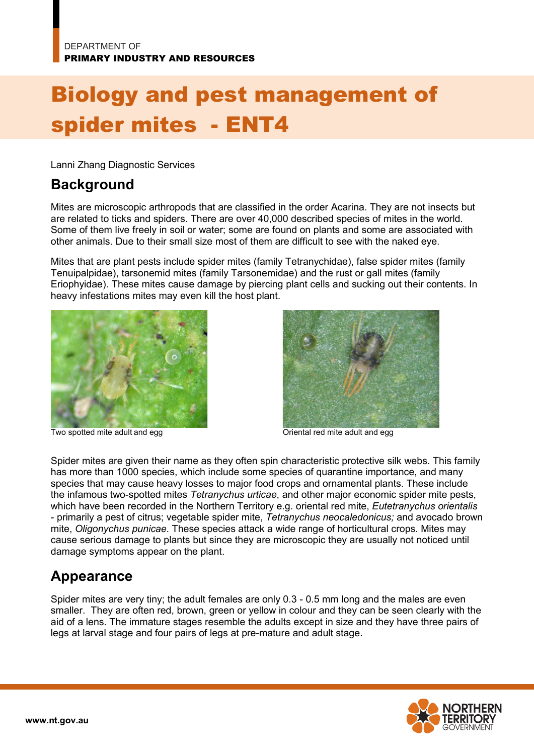DEPARTMENT OF
**PRIMARY INDUSTRY AND RESOURCES**

# Biology and pest management of spider mites - ENT4

Lanni Zhang Diagnostic Services

## Background

Mites are microscopic arthropods that are classified in the order Acarina. They are not insects but are related to ticks and spiders. There are over 40,000 described species of mites in the world. Some of them live freely in soil or water; some are found on plants and some are associated with other animals. Due to their small size most of them are difficult to see with the naked eye.

Mites that are plant pests include spider mites (family Tetranychidae), false spider mites (family Tenuipalpidae), tarsonemid mites (family Tarsonemidae) and the rust or gall mites (family Eriophyidae). These mites cause damage by piercing plant cells and sucking out their contents. In heavy infestations mites may even kill the host plant.

Two spotted mite adult and egg

Oriental red mite adult and egg

Spider mites are given their name as they often spin characteristic protective silk webs. This family has more than 1000 species, which include some species of quarantine importance, and many species that may cause heavy losses to major food crops and ornamental plants. These include the infamous two-spotted mites *Tetranychus urticae*, and other major economic spider mite pests, which have been recorded in the Northern Territory e.g. oriental red mite, *Eutetranychus orientalis* - primarily a pest of citrus; vegetable spider mite, *Tetranychus neocaledonicus;* and avocado brown mite, *Oligonychus punicae*. These species attack a wide range of horticultural crops. Mites may cause serious damage to plants but since they are microscopic they are usually not noticed until damage symptoms appear on the plant.

## Appearance

Spider mites are very tiny; the adult females are only 0.3 - 0.5 mm long and the males are even smaller. They are often red, brown, green or yellow in colour and they can be seen clearly with the aid of a lens. The immature stages resemble the adults except in size and they have three pairs of legs at larval stage and four pairs of legs at pre-mature and adult stage.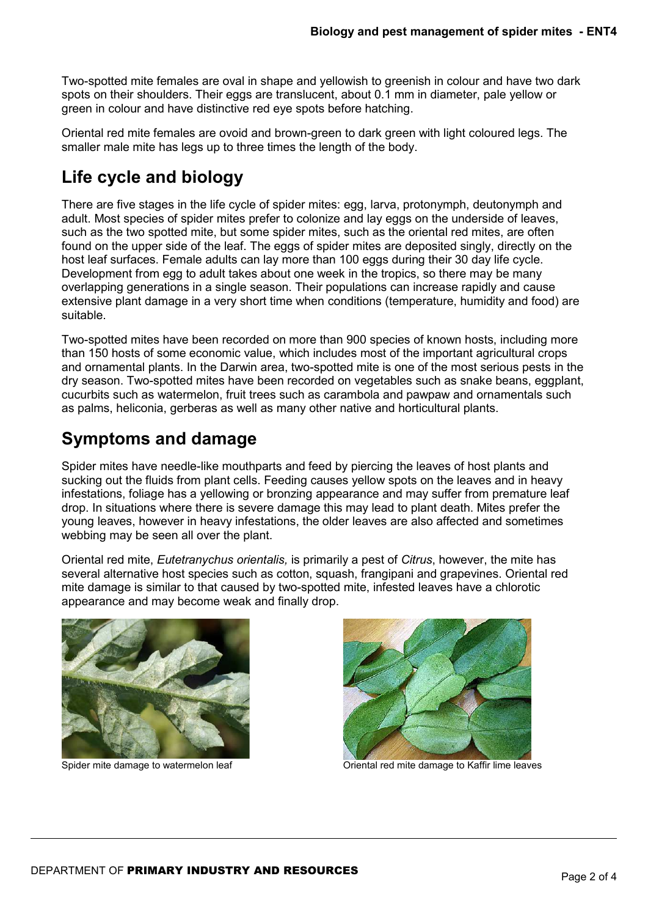Two-spotted mite females are oval in shape and yellowish to greenish in colour and have two dark spots on their shoulders. Their eggs are translucent, about 0.1 mm in diameter, pale yellow or green in colour and have distinctive red eye spots before hatching.

Oriental red mite females are ovoid and brown-green to dark green with light coloured legs. The smaller male mite has legs up to three times the length of the body.

## Life cycle and biology

There are five stages in the life cycle of spider mites: egg, larva, protonymph, deutonymph and adult. Most species of spider mites prefer to colonize and lay eggs on the underside of leaves, such as the two spotted mite, but some spider mites, such as the oriental red mites, are often found on the upper side of the leaf. The eggs of spider mites are deposited singly, directly on the host leaf surfaces. Female adults can lay more than 100 eggs during their 30 day life cycle. Development from egg to adult takes about one week in the tropics, so there may be many overlapping generations in a single season. Their populations can increase rapidly and cause extensive plant damage in a very short time when conditions (temperature, humidity and food) are suitable.

Two-spotted mites have been recorded on more than 900 species of known hosts, including more than 150 hosts of some economic value, which includes most of the important agricultural crops and ornamental plants. In the Darwin area, two-spotted mite is one of the most serious pests in the dry season. Two-spotted mites have been recorded on vegetables such as snake beans, eggplant, cucurbits such as watermelon, fruit trees such as carambola and pawpaw and ornamentals such as palms, heliconia, gerberas as well as many other native and horticultural plants.

## Symptoms and damage

Spider mites have needle-like mouthparts and feed by piercing the leaves of host plants and sucking out the fluids from plant cells. Feeding causes yellow spots on the leaves and in heavy infestations, foliage has a yellowing or bronzing appearance and may suffer from premature leaf drop. In situations where there is severe damage this may lead to plant death. Mites prefer the young leaves, however in heavy infestations, the older leaves are also affected and sometimes webbing may be seen all over the plant.

Oriental red mite, *Eutetranychus orientalis,* is primarily a pest of *Citrus*, however, the mite has several alternative host species such as cotton, squash, frangipani and grapevines. Oriental red mite damage is similar to that caused by two-spotted mite, infested leaves have a chlorotic appearance and may become weak and finally drop.

Spider mite damage to watermelon leaf

Oriental red mite damage to Kaffir lime leaves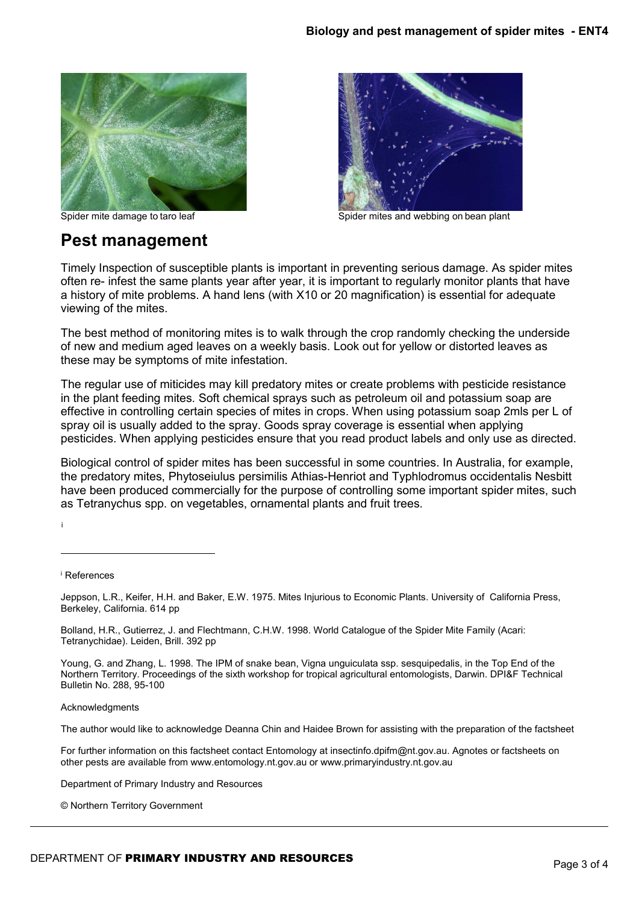Spider mite damage to taro leaf

Spider mites and webbing on bean plant

## Pest management

Timely Inspection of susceptible plants is important in preventing serious damage. As spider mites often re- infest the same plants year after year, it is important to regularly monitor plants that have a history of mite problems. A hand lens (with X10 or 20 magnification) is essential for adequate viewing of the mites.

The best method of monitoring mites is to walk through the crop randomly checking the underside of new and medium aged leaves on a weekly basis. Look out for yellow or distorted leaves as these may be symptoms of mite infestation.

The regular use of miticides may kill predatory mites or create problems with pesticide resistance in the plant feeding mites. Soft chemical sprays such as petroleum oil and potassium soap are effective in controlling certain species of mites in crops. When using potassium soap 2mls per L of spray oil is usually added to the spray. Goods spray coverage is essential when applying pesticides. When applying pesticides ensure that you read product labels and only use as directed.

Biological control of spider mites has been successful in some countries. In Australia, for example, the predatory mites, Phytoseiulus persimilis Athias-Henriot and Typhlodromus occidentalis Nesbitt have been produced commercially for the purpose of controlling some important spider mites, such as Tetranychus spp. on vegetables, ornamental plants and fruit trees.

[i]

---

[i] References

Jeppson, L.R., Keifer, H.H. and Baker, E.W. 1975. Mites Injurious to Economic Plants. University of California Press, Berkeley, California. 614 pp

Bolland, H.R., Gutierrez, J. and Flechtmann, C.H.W. 1998. World Catalogue of the Spider Mite Family (Acari: Tetranychidae). Leiden, Brill. 392 pp

Young, G. and Zhang, L. 1998. The IPM of snake bean, Vigna unguiculata ssp. sesquipedalis, in the Top End of the Northern Territory. Proceedings of the sixth workshop for tropical agricultural entomologists, Darwin. DPI&F Technical Bulletin No. 288, 95-100

Acknowledgments

The author would like to acknowledge Deanna Chin and Haidee Brown for assisting with the preparation of the factsheet

For further information on this factsheet contact Entomology at insectinfo.dpifm@nt.gov.au. Agnotes or factsheets on other pests are available from www.entomology.nt.gov.au or www.primaryindustry.nt.gov.au

Department of Primary Industry and Resources

© Northern Territory Government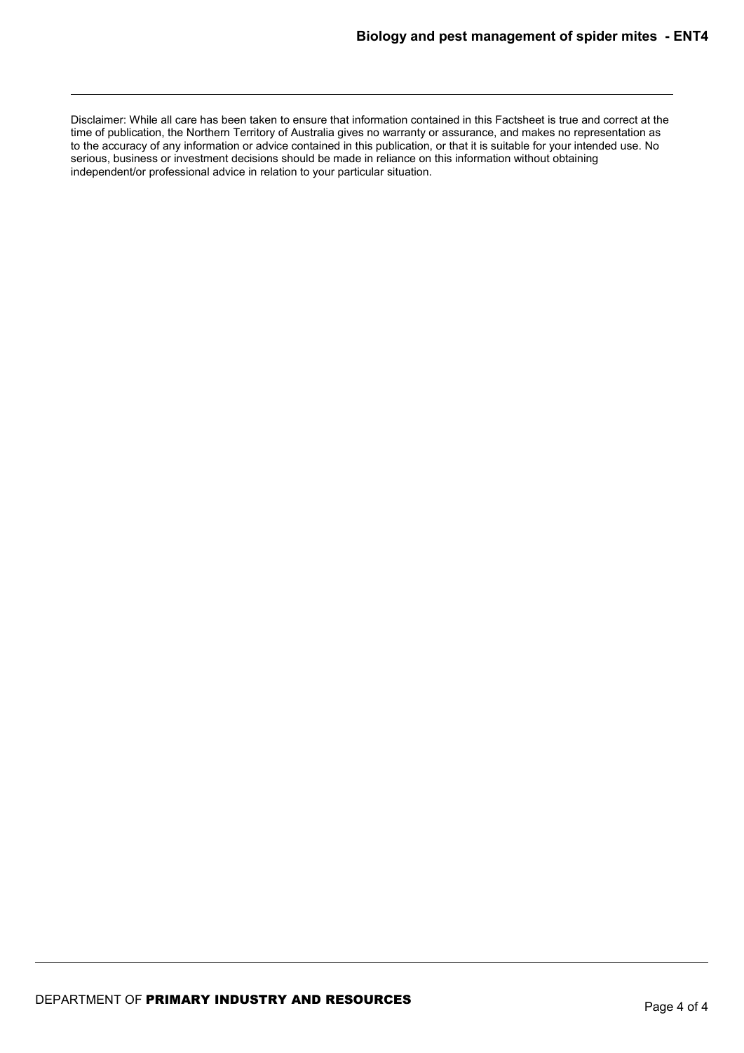Disclaimer: While all care has been taken to ensure that information contained in this Factsheet is true and correct at the time of publication, the Northern Territory of Australia gives no warranty or assurance, and makes no representation as to the accuracy of any information or advice contained in this publication, or that it is suitable for your intended use. No serious, business or investment decisions should be made in reliance on this information without obtaining independent/or professional advice in relation to your particular situation.